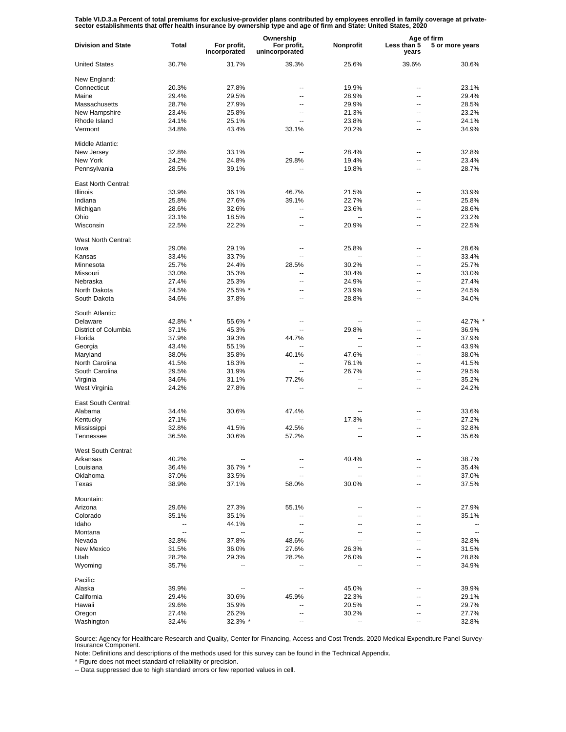**Table VI.D.3.a Percent of total premiums for exclusive-provider plans contributed by employees enrolled in family coverage at private-sector establishments that offer health insurance by ownership type and age of firm and State: United States, 2020**

| Division and State | Total | Ownership | | | Age of firm | |
|---|---|---|---|---|---|---|
| | | For profit, incorporated | For profit, unincorporated | Nonprofit | Less than 5 years | 5 or more years |
| United States | 30.7% | 31.7% | 39.3% | 25.6% | 39.6% | 30.6% |
| New England: | | | | | | |
| Connecticut | 20.3% | 27.8% | -- | 19.9% | -- | 23.1% |
| Maine | 29.4% | 29.5% | -- | 28.9% | -- | 29.4% |
| Massachusetts | 28.7% | 27.9% | -- | 29.9% | -- | 28.5% |
| New Hampshire | 23.4% | 25.8% | -- | 21.3% | -- | 23.2% |
| Rhode Island | 24.1% | 25.1% | -- | 23.8% | -- | 24.1% |
| Vermont | 34.8% | 43.4% | 33.1% | 20.2% | -- | 34.9% |
| Middle Atlantic: | | | | | | |
| New Jersey | 32.8% | 33.1% | -- | 28.4% | -- | 32.8% |
| New York | 24.2% | 24.8% | 29.8% | 19.4% | -- | 23.4% |
| Pennsylvania | 28.5% | 39.1% | -- | 19.8% | -- | 28.7% |
| East North Central: | | | | | | |
| Illinois | 33.9% | 36.1% | 46.7% | 21.5% | -- | 33.9% |
| Indiana | 25.8% | 27.6% | 39.1% | 22.7% | -- | 25.8% |
| Michigan | 28.6% | 32.6% | -- | 23.6% | -- | 28.6% |
| Ohio | 23.1% | 18.5% | -- | -- | -- | 23.2% |
| Wisconsin | 22.5% | 22.2% | -- | 20.9% | -- | 22.5% |
| West North Central: | | | | | | |
| Iowa | 29.0% | 29.1% | -- | 25.8% | -- | 28.6% |
| Kansas | 33.4% | 33.7% | -- | -- | -- | 33.4% |
| Minnesota | 25.7% | 24.4% | 28.5% | 30.2% | -- | 25.7% |
| Missouri | 33.0% | 35.3% | -- | 30.4% | -- | 33.0% |
| Nebraska | 27.4% | 25.3% | -- | 24.9% | -- | 27.4% |
| North Dakota | 24.5% | 25.5% * | -- | 23.9% | -- | 24.5% |
| South Dakota | 34.6% | 37.8% | -- | 28.8% | -- | 34.0% |
| South Atlantic: | | | | | | |
| Delaware | 42.8% * | 55.6% * | -- | -- | -- | 42.7% * |
| District of Columbia | 37.1% | 45.3% | -- | 29.8% | -- | 36.9% |
| Florida | 37.9% | 39.3% | 44.7% | -- | -- | 37.9% |
| Georgia | 43.4% | 55.1% | -- | -- | -- | 43.9% |
| Maryland | 38.0% | 35.8% | 40.1% | 47.6% | -- | 38.0% |
| North Carolina | 41.5% | 18.3% | -- | 76.1% | -- | 41.5% |
| South Carolina | 29.5% | 31.9% | -- | 26.7% | -- | 29.5% |
| Virginia | 34.6% | 31.1% | 77.2% | -- | -- | 35.2% |
| West Virginia | 24.2% | 27.8% | -- | -- | -- | 24.2% |
| East South Central: | | | | | | |
| Alabama | 34.4% | 30.6% | 47.4% | -- | -- | 33.6% |
| Kentucky | 27.1% | -- | -- | 17.3% | -- | 27.2% |
| Mississippi | 32.8% | 41.5% | 42.5% | -- | -- | 32.8% |
| Tennessee | 36.5% | 30.6% | 57.2% | -- | -- | 35.6% |
| West South Central: | | | | | | |
| Arkansas | 40.2% | -- | -- | 40.4% | -- | 38.7% |
| Louisiana | 36.4% | 36.7% * | -- | -- | -- | 35.4% |
| Oklahoma | 37.0% | 33.5% | -- | -- | -- | 37.0% |
| Texas | 38.9% | 37.1% | 58.0% | 30.0% | -- | 37.5% |
| Mountain: | | | | | | |
| Arizona | 29.6% | 27.3% | 55.1% | -- | -- | 27.9% |
| Colorado | 35.1% | 35.1% | -- | -- | -- | 35.1% |
| Idaho | -- | 44.1% | -- | -- | -- | -- |
| Montana | -- | -- | -- | -- | -- | -- |
| Nevada | 32.8% | 37.8% | 48.6% | -- | -- | 32.8% |
| New Mexico | 31.5% | 36.0% | 27.6% | 26.3% | -- | 31.5% |
| Utah | 28.2% | 29.3% | 28.2% | 26.0% | -- | 28.8% |
| Wyoming | 35.7% | -- | -- | -- | -- | 34.9% |
| Pacific: | | | | | | |
| Alaska | 39.9% | -- | -- | 45.0% | -- | 39.9% |
| California | 29.4% | 30.6% | 45.9% | 22.3% | -- | 29.1% |
| Hawaii | 29.6% | 35.9% | -- | 20.5% | -- | 29.7% |
| Oregon | 27.4% | 26.2% | -- | 30.2% | -- | 27.7% |
| Washington | 32.4% | 32.3% * | -- | -- | -- | 32.8% |

Source: Agency for Healthcare Research and Quality, Center for Financing, Access and Cost Trends. 2020 Medical Expenditure Panel Survey-Insurance Component.

Note: Definitions and descriptions of the methods used for this survey can be found in the Technical Appendix.

* Figure does not meet standard of reliability or precision.

-- Data suppressed due to high standard errors or few reported values in cell.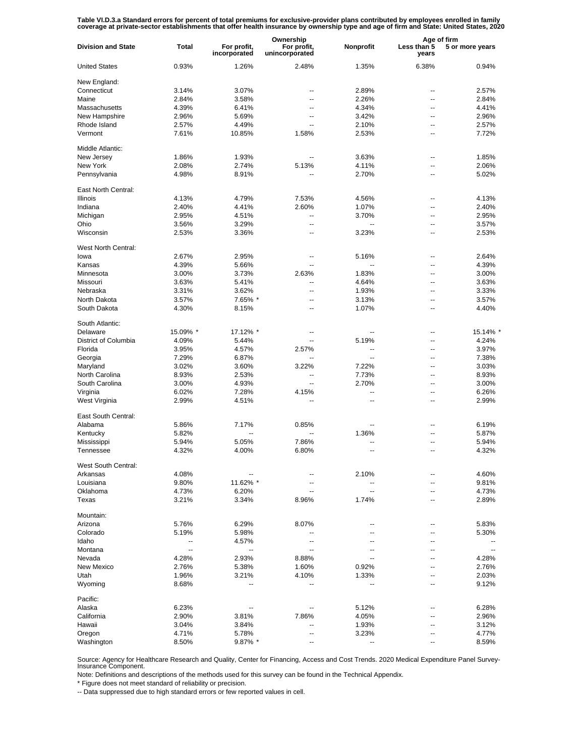**Table VI.D.3.a Standard errors for percent of total premiums for exclusive-provider plans contributed by employees enrolled in family coverage at private-sector establishments that offer health insurance by ownership type and age of firm and State: United States, 2020**

| Division and State | Total | Ownership | | | Age of firm | |
|---|---|---|---|---|---|---|
| | | For profit, incorporated | For profit, unincorporated | Nonprofit | Less than 5 years | 5 or more years |
| United States | 0.93% | 1.26% | 2.48% | 1.35% | 6.38% | 0.94% |
| New England: | | | | | | |
| Connecticut | 3.14% | 3.07% | -- | 2.89% | -- | 2.57% |
| Maine | 2.84% | 3.58% | -- | 2.26% | -- | 2.84% |
| Massachusetts | 4.39% | 6.41% | -- | 4.34% | -- | 4.41% |
| New Hampshire | 2.96% | 5.69% | -- | 3.42% | -- | 2.96% |
| Rhode Island | 2.57% | 4.49% | -- | 2.10% | -- | 2.57% |
| Vermont | 7.61% | 10.85% | 1.58% | 2.53% | -- | 7.72% |
| Middle Atlantic: | | | | | | |
| New Jersey | 1.86% | 1.93% | -- | 3.63% | -- | 1.85% |
| New York | 2.08% | 2.74% | 5.13% | 4.11% | -- | 2.06% |
| Pennsylvania | 4.98% | 8.91% | -- | 2.70% | -- | 5.02% |
| East North Central: | | | | | | |
| Illinois | 4.13% | 4.79% | 7.53% | 4.56% | -- | 4.13% |
| Indiana | 2.40% | 4.41% | 2.60% | 1.07% | -- | 2.40% |
| Michigan | 2.95% | 4.51% | -- | 3.70% | -- | 2.95% |
| Ohio | 3.56% | 3.29% | -- | -- | -- | 3.57% |
| Wisconsin | 2.53% | 3.36% | -- | 3.23% | -- | 2.53% |
| West North Central: | | | | | | |
| Iowa | 2.67% | 2.95% | -- | 5.16% | -- | 2.64% |
| Kansas | 4.39% | 5.66% | -- | -- | -- | 4.39% |
| Minnesota | 3.00% | 3.73% | 2.63% | 1.83% | -- | 3.00% |
| Missouri | 3.63% | 5.41% | -- | 4.64% | -- | 3.63% |
| Nebraska | 3.31% | 3.62% | -- | 1.93% | -- | 3.33% |
| North Dakota | 3.57% | 7.65% * | -- | 3.13% | -- | 3.57% |
| South Dakota | 4.30% | 8.15% | -- | 1.07% | -- | 4.40% |
| South Atlantic: | | | | | | |
| Delaware | 15.09% * | 17.12% * | -- | -- | -- | 15.14% * |
| District of Columbia | 4.09% | 5.44% | -- | 5.19% | -- | 4.24% |
| Florida | 3.95% | 4.57% | 2.57% | -- | -- | 3.97% |
| Georgia | 7.29% | 6.87% | -- | -- | -- | 7.38% |
| Maryland | 3.02% | 3.60% | 3.22% | 7.22% | -- | 3.03% |
| North Carolina | 8.93% | 2.53% | -- | 7.73% | -- | 8.93% |
| South Carolina | 3.00% | 4.93% | -- | 2.70% | -- | 3.00% |
| Virginia | 6.02% | 7.28% | 4.15% | -- | -- | 6.26% |
| West Virginia | 2.99% | 4.51% | -- | -- | -- | 2.99% |
| East South Central: | | | | | | |
| Alabama | 5.86% | 7.17% | 0.85% | -- | -- | 6.19% |
| Kentucky | 5.82% | -- | -- | 1.36% | -- | 5.87% |
| Mississippi | 5.94% | 5.05% | 7.86% | -- | -- | 5.94% |
| Tennessee | 4.32% | 4.00% | 6.80% | -- | -- | 4.32% |
| West South Central: | | | | | | |
| Arkansas | 4.08% | -- | -- | 2.10% | -- | 4.60% |
| Louisiana | 9.80% | 11.62% * | -- | -- | -- | 9.81% |
| Oklahoma | 4.73% | 6.20% | -- | -- | -- | 4.73% |
| Texas | 3.21% | 3.34% | 8.96% | 1.74% | -- | 2.89% |
| Mountain: | | | | | | |
| Arizona | 5.76% | 6.29% | 8.07% | -- | -- | 5.83% |
| Colorado | 5.19% | 5.98% | -- | -- | -- | 5.30% |
| Idaho | -- | 4.57% | -- | -- | -- | -- |
| Montana | -- | -- | -- | -- | -- | -- |
| Nevada | 4.28% | 2.93% | 8.88% | -- | -- | 4.28% |
| New Mexico | 2.76% | 5.38% | 1.60% | 0.92% | -- | 2.76% |
| Utah | 1.96% | 3.21% | 4.10% | 1.33% | -- | 2.03% |
| Wyoming | 8.68% | -- | -- | -- | -- | 9.12% |
| Pacific: | | | | | | |
| Alaska | 6.23% | -- | -- | 5.12% | -- | 6.28% |
| California | 2.90% | 3.81% | 7.86% | 4.05% | -- | 2.96% |
| Hawaii | 3.04% | 3.84% | -- | 1.93% | -- | 3.12% |
| Oregon | 4.71% | 5.78% | -- | 3.23% | -- | 4.77% |
| Washington | 8.50% | 9.87% * | -- | -- | -- | 8.59% |

Source: Agency for Healthcare Research and Quality, Center for Financing, Access and Cost Trends. 2020 Medical Expenditure Panel Survey-Insurance Component.

Note: Definitions and descriptions of the methods used for this survey can be found in the Technical Appendix.

* Figure does not meet standard of reliability or precision.

-- Data suppressed due to high standard errors or few reported values in cell.